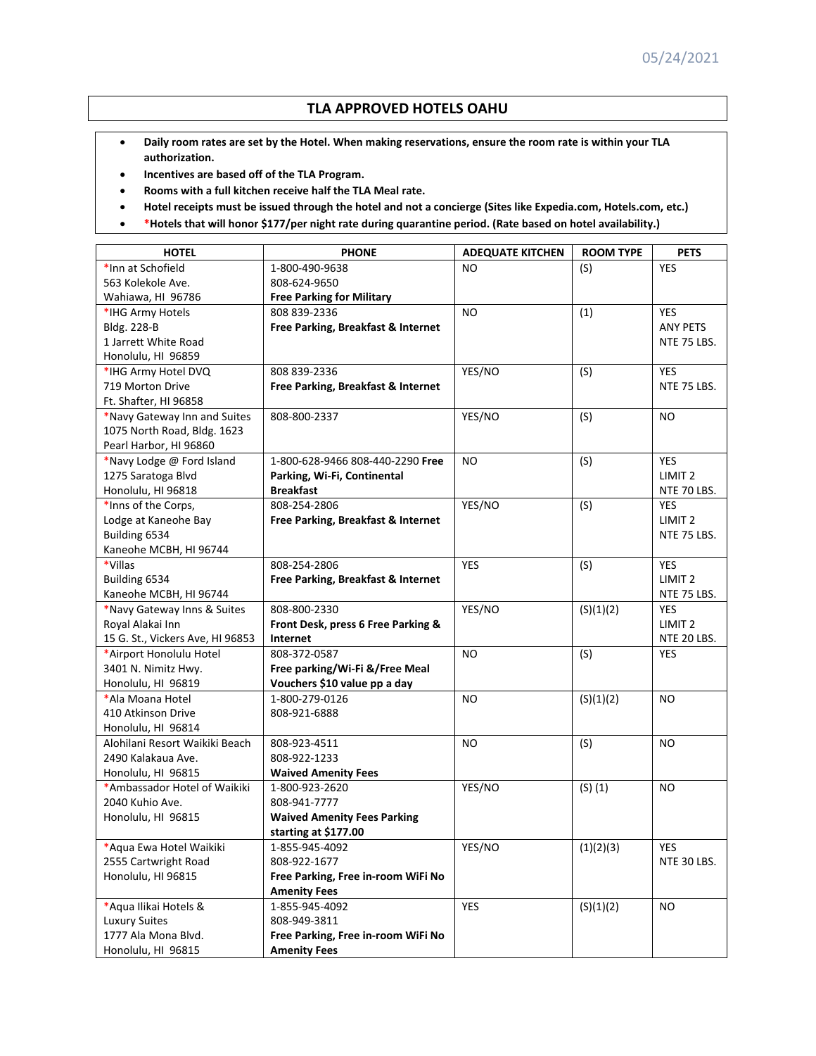05/24/2021

# TLA APPROVED HOTELS OAHU

- **Daily room rates are set by the Hotel. When making reservations, ensure the room rate is within your TLA authorization.**
- **Incentives are based off of the TLA Program.**
- **Rooms with a full kitchen receive half the TLA Meal rate.**
- **Hotel receipts must be issued through the hotel and not a concierge (Sites like Expedia.com, Hotels.com, etc.)**
- ***Hotels that will honor $177/per night rate during quarantine period. (Rate based on hotel availability.)**

| HOTEL | PHONE | ADEQUATE KITCHEN | ROOM TYPE | PETS |
|---|---|---|---|---|
| *Inn at Schofield<br>563 Kolekole Ave.<br>Wahiawa, HI 96786 | 1-800-490-9638<br>808-624-9650<br>**Free Parking for Military** | NO | (S) | YES |
| *IHG Army Hotels<br>Bldg. 228-B<br>1 Jarrett White Road<br>Honolulu, HI 96859 | 808 839-2336<br>**Free Parking, Breakfast & Internet** | NO | (1) | YES<br>ANY PETS<br>NTE 75 LBS. |
| *IHG Army Hotel DVQ<br>719 Morton Drive<br>Ft. Shafter, HI 96858 | 808 839-2336<br>**Free Parking, Breakfast & Internet** | YES/NO | (S) | YES<br>NTE 75 LBS. |
| *Navy Gateway Inn and Suites<br>1075 North Road, Bldg. 1623<br>Pearl Harbor, HI 96860 | 808-800-2337 | YES/NO | (S) | NO |
| *Navy Lodge @ Ford Island<br>1275 Saratoga Blvd<br>Honolulu, HI 96818 | 1-800-628-9466 808-440-2290 **Free Parking, Wi-Fi, Continental Breakfast** | NO | (S) | YES<br>LIMIT 2<br>NTE 70 LBS. |
| *Inns of the Corps,<br>Lodge at Kaneohe Bay<br>Building 6534<br>Kaneohe MCBH, HI 96744 | 808-254-2806<br>**Free Parking, Breakfast & Internet** | YES/NO | (S) | YES<br>LIMIT 2<br>NTE 75 LBS. |
| *Villas<br>Building 6534<br>Kaneohe MCBH, HI 96744 | 808-254-2806<br>**Free Parking, Breakfast & Internet** | YES | (S) | YES<br>LIMIT 2<br>NTE 75 LBS. |
| *Navy Gateway Inns & Suites<br>Royal Alakai Inn<br>15 G. St., Vickers Ave, HI 96853 | 808-800-2330<br>**Front Desk, press 6 Free Parking & Internet** | YES/NO | (S)(1)(2) | YES<br>LIMIT 2<br>NTE 20 LBS. |
| *Airport Honolulu Hotel<br>3401 N. Nimitz Hwy.<br>Honolulu, HI 96819 | 808-372-0587<br>**Free parking/Wi-Fi &/Free Meal Vouchers $10 value pp a day** | NO | (S) | YES |
| *Ala Moana Hotel<br>410 Atkinson Drive<br>Honolulu, HI 96814 | 1-800-279-0126<br>808-921-6888 | NO | (S)(1)(2) | NO |
| Alohilani Resort Waikiki Beach<br>2490 Kalakaua Ave.<br>Honolulu, HI 96815 | 808-923-4511<br>808-922-1233<br>**Waived Amenity Fees** | NO | (S) | NO |
| *Ambassador Hotel of Waikiki<br>2040 Kuhio Ave.<br>Honolulu, HI 96815 | 1-800-923-2620<br>808-941-7777<br>**Waived Amenity Fees Parking starting at $177.00** | YES/NO | (S) (1) | NO |
| *Aqua Ewa Hotel Waikiki<br>2555 Cartwright Road<br>Honolulu, HI 96815 | 1-855-945-4092<br>808-922-1677<br>**Free Parking, Free in-room WiFi No Amenity Fees** | YES/NO | (1)(2)(3) | YES<br>NTE 30 LBS. |
| *Aqua Ilikai Hotels &<br>Luxury Suites<br>1777 Ala Mona Blvd.<br>Honolulu, HI 96815 | 1-855-945-4092<br>808-949-3811<br>**Free Parking, Free in-room WiFi No Amenity Fees** | YES | (S)(1)(2) | NO |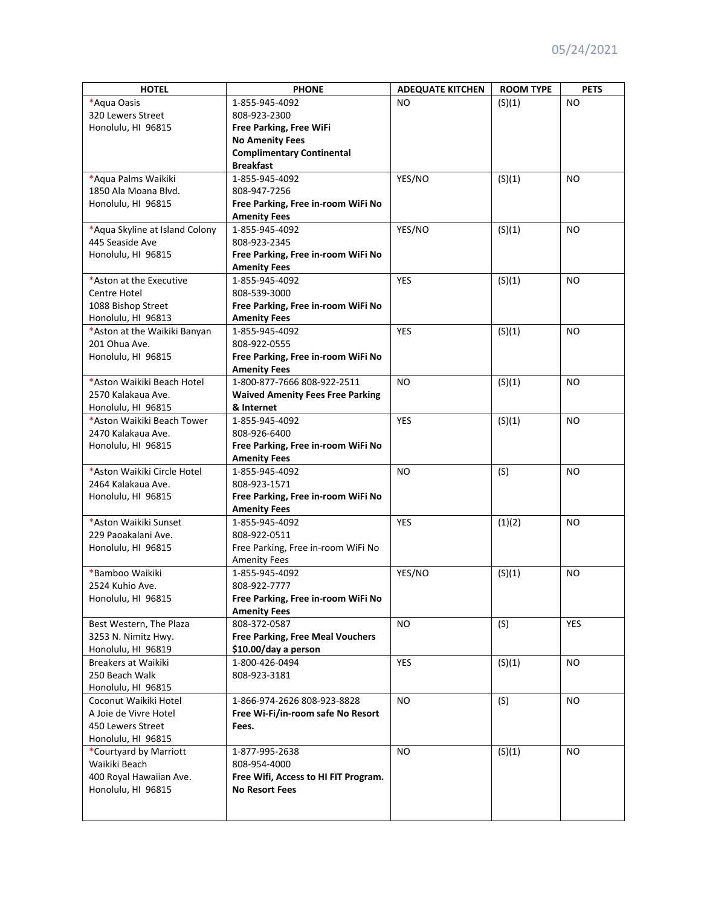05/24/2021

| HOTEL | PHONE | ADEQUATE KITCHEN | ROOM TYPE | PETS |
|---|---|---|---|---|
| *Aqua Oasis<br>320 Lewers Street<br>Honolulu, HI 96815 | 1-855-945-4092<br>808-923-2300<br>**Free Parking, Free WiFi**<br>**No Amenity Fees**<br>**Complimentary Continental Breakfast** | NO | (S)(1) | NO |
| *Aqua Palms Waikiki<br>1850 Ala Moana Blvd.<br>Honolulu, HI 96815 | 1-855-945-4092<br>808-947-7256<br>**Free Parking, Free in-room WiFi No Amenity Fees** | YES/NO | (S)(1) | NO |
| *Aqua Skyline at Island Colony<br>445 Seaside Ave<br>Honolulu, HI 96815 | 1-855-945-4092<br>808-923-2345<br>**Free Parking, Free in-room WiFi No Amenity Fees** | YES/NO | (S)(1) | NO |
| *Aston at the Executive Centre Hotel<br>1088 Bishop Street<br>Honolulu, HI 96813 | 1-855-945-4092<br>808-539-3000<br>**Free Parking, Free in-room WiFi No Amenity Fees** | YES | (S)(1) | NO |
| *Aston at the Waikiki Banyan<br>201 Ohua Ave.<br>Honolulu, HI 96815 | 1-855-945-4092<br>808-922-0555<br>**Free Parking, Free in-room WiFi No Amenity Fees** | YES | (S)(1) | NO |
| *Aston Waikiki Beach Hotel<br>2570 Kalakaua Ave.<br>Honolulu, HI 96815 | 1-800-877-7666 808-922-2511<br>**Waived Amenity Fees Free Parking & Internet** | NO | (S)(1) | NO |
| *Aston Waikiki Beach Tower<br>2470 Kalakaua Ave.<br>Honolulu, HI 96815 | 1-855-945-4092<br>808-926-6400<br>**Free Parking, Free in-room WiFi No Amenity Fees** | YES | (S)(1) | NO |
| *Aston Waikiki Circle Hotel<br>2464 Kalakaua Ave.<br>Honolulu, HI 96815 | 1-855-945-4092<br>808-923-1571<br>**Free Parking, Free in-room WiFi No Amenity Fees** | NO | (S) | NO |
| *Aston Waikiki Sunset<br>229 Paoakalani Ave.<br>Honolulu, HI 96815 | 1-855-945-4092<br>808-922-0511<br>Free Parking, Free in-room WiFi No Amenity Fees | YES | (1)(2) | NO |
| *Bamboo Waikiki<br>2524 Kuhio Ave.<br>Honolulu, HI 96815 | 1-855-945-4092<br>808-922-7777<br>**Free Parking, Free in-room WiFi No Amenity Fees** | YES/NO | (S)(1) | NO |
| Best Western, The Plaza<br>3253 N. Nimitz Hwy.<br>Honolulu, HI 96819 | 808-372-0587<br>**Free Parking, Free Meal Vouchers $10.00/day a person** | NO | (S) | YES |
| Breakers at Waikiki<br>250 Beach Walk<br>Honolulu, HI 96815 | 1-800-426-0494<br>808-923-3181 | YES | (S)(1) | NO |
| Coconut Waikiki Hotel<br>A Joie de Vivre Hotel<br>450 Lewers Street<br>Honolulu, HI 96815 | 1-866-974-2626 808-923-8828<br>**Free Wi-Fi/in-room safe No Resort Fees.** | NO | (S) | NO |
| *Courtyard by Marriott Waikiki Beach<br>400 Royal Hawaiian Ave.<br>Honolulu, HI 96815 | 1-877-995-2638<br>808-954-4000<br>**Free Wifi, Access to HI FIT Program. No Resort Fees** | NO | (S)(1) | NO |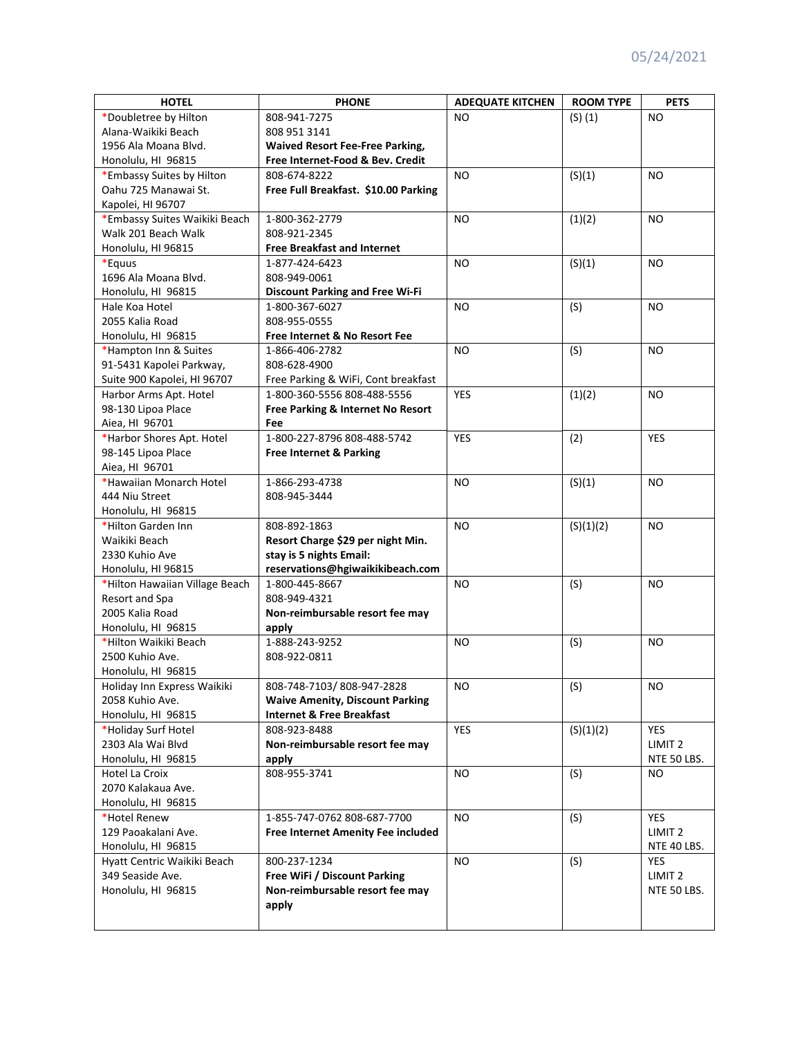05/24/2021

| HOTEL | PHONE | ADEQUATE KITCHEN | ROOM TYPE | PETS |
|---|---|---|---|---|
| *Doubletree by Hilton Alana-Waikiki Beach 1956 Ala Moana Blvd. Honolulu, HI 96815 | 808-941-7275 808 951 3141 **Waived Resort Fee-Free Parking, Free Internet-Food & Bev. Credit** | NO | (S) (1) | NO |
| *Embassy Suites by Hilton Oahu 725 Manawai St. Kapolei, HI 96707 | 808-674-8222 **Free Full Breakfast. $10.00 Parking** | NO | (S)(1) | NO |
| *Embassy Suites Waikiki Beach Walk 201 Beach Walk Honolulu, HI 96815 | 1-800-362-2779 808-921-2345 **Free Breakfast and Internet** | NO | (1)(2) | NO |
| *Equus 1696 Ala Moana Blvd. Honolulu, HI 96815 | 1-877-424-6423 808-949-0061 **Discount Parking and Free Wi-Fi** | NO | (S)(1) | NO |
| Hale Koa Hotel 2055 Kalia Road Honolulu, HI 96815 | 1-800-367-6027 808-955-0555 **Free Internet & No Resort Fee** | NO | (S) | NO |
| *Hampton Inn & Suites 91-5431 Kapolei Parkway, Suite 900 Kapolei, HI 96707 | 1-866-406-2782 808-628-4900 Free Parking & WiFi, Cont breakfast | NO | (S) | NO |
| Harbor Arms Apt. Hotel 98-130 Lipoa Place Aiea, HI 96701 | 1-800-360-5556 808-488-5556 **Free Parking & Internet No Resort Fee** | YES | (1)(2) | NO |
| *Harbor Shores Apt. Hotel 98-145 Lipoa Place Aiea, HI 96701 | 1-800-227-8796 808-488-5742 **Free Internet & Parking** | YES | (2) | YES |
| *Hawaiian Monarch Hotel 444 Niu Street Honolulu, HI 96815 | 1-866-293-4738 808-945-3444 | NO | (S)(1) | NO |
| *Hilton Garden Inn Waikiki Beach 2330 Kuhio Ave Honolulu, HI 96815 | 808-892-1863 **Resort Charge $29 per night Min. stay is 5 nights Email: reservations@hgiwaikikibeach.com** | NO | (S)(1)(2) | NO |
| *Hilton Hawaiian Village Beach Resort and Spa 2005 Kalia Road Honolulu, HI 96815 | 1-800-445-8667 808-949-4321 **Non-reimbursable resort fee may apply** | NO | (S) | NO |
| *Hilton Waikiki Beach 2500 Kuhio Ave. Honolulu, HI 96815 | 1-888-243-9252 808-922-0811 | NO | (S) | NO |
| Holiday Inn Express Waikiki 2058 Kuhio Ave. Honolulu, HI 96815 | 808-748-7103/ 808-947-2828 **Waive Amenity, Discount Parking Internet & Free Breakfast** | NO | (S) | NO |
| *Holiday Surf Hotel 2303 Ala Wai Blvd Honolulu, HI 96815 | 808-923-8488 **Non-reimbursable resort fee may apply** | YES | (S)(1)(2) | YES LIMIT 2 NTE 50 LBS. |
| Hotel La Croix 2070 Kalakaua Ave. Honolulu, HI 96815 | 808-955-3741 | NO | (S) | NO |
| *Hotel Renew 129 Paoakalani Ave. Honolulu, HI 96815 | 1-855-747-0762 808-687-7700 **Free Internet Amenity Fee included** | NO | (S) | YES LIMIT 2 NTE 40 LBS. |
| Hyatt Centric Waikiki Beach 349 Seaside Ave. Honolulu, HI 96815 | 800-237-1234 **Free WiFi / Discount Parking Non-reimbursable resort fee may apply** | NO | (S) | YES LIMIT 2 NTE 50 LBS. |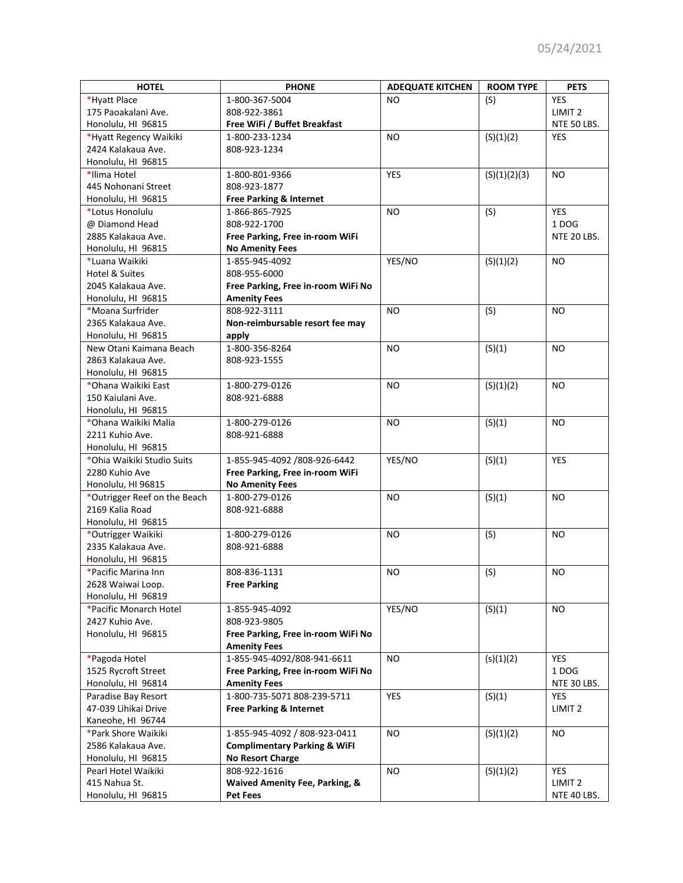05/24/2021

| HOTEL | PHONE | ADEQUATE KITCHEN | ROOM TYPE | PETS |
|---|---|---|---|---|
| *Hyatt Place<br>175 Paoakalani Ave.<br>Honolulu, HI 96815 | 1-800-367-5004<br>808-922-3861<br>**Free WiFi / Buffet Breakfast** | NO | (S) | YES<br>LIMIT 2<br>NTE 50 LBS. |
| *Hyatt Regency Waikiki<br>2424 Kalakaua Ave.<br>Honolulu, HI 96815 | 1-800-233-1234<br>808-923-1234 | NO | (S)(1)(2) | YES |
| *Ilima Hotel<br>445 Nohonani Street<br>Honolulu, HI 96815 | 1-800-801-9366<br>808-923-1877<br>**Free Parking & Internet** | YES | (S)(1)(2)(3) | NO |
| *Lotus Honolulu<br>@ Diamond Head<br>2885 Kalakaua Ave.<br>Honolulu, HI 96815 | 1-866-865-7925<br>808-922-1700<br>**Free Parking, Free in-room WiFi**<br>**No Amenity Fees** | NO | (S) | YES<br>1 DOG<br>NTE 20 LBS. |
| *Luana Waikiki<br>Hotel & Suites<br>2045 Kalakaua Ave.<br>Honolulu, HI 96815 | 1-855-945-4092<br>808-955-6000<br>**Free Parking, Free in-room WiFi No Amenity Fees** | YES/NO | (S)(1)(2) | NO |
| *Moana Surfrider<br>2365 Kalakaua Ave.<br>Honolulu, HI 96815 | 808-922-3111<br>**Non-reimbursable resort fee may apply** | NO | (S) | NO |
| New Otani Kaimana Beach<br>2863 Kalakaua Ave.<br>Honolulu, HI 96815 | 1-800-356-8264<br>808-923-1555 | NO | (S)(1) | NO |
| *Ohana Waikiki East<br>150 Kaiulani Ave.<br>Honolulu, HI 96815 | 1-800-279-0126<br>808-921-6888 | NO | (S)(1)(2) | NO |
| *Ohana Waikiki Malia<br>2211 Kuhio Ave.<br>Honolulu, HI 96815 | 1-800-279-0126<br>808-921-6888 | NO | (S)(1) | NO |
| *Ohia Waikiki Studio Suits<br>2280 Kuhio Ave<br>Honolulu, HI 96815 | 1-855-945-4092 /808-926-6442<br>**Free Parking, Free in-room WiFi**<br>**No Amenity Fees** | YES/NO | (S)(1) | YES |
| *Outrigger Reef on the Beach<br>2169 Kalia Road<br>Honolulu, HI 96815 | 1-800-279-0126<br>808-921-6888 | NO | (S)(1) | NO |
| *Outrigger Waikiki<br>2335 Kalakaua Ave.<br>Honolulu, HI 96815 | 1-800-279-0126<br>808-921-6888 | NO | (S) | NO |
| *Pacific Marina Inn<br>2628 Waiwai Loop.<br>Honolulu, HI 96819 | 808-836-1131<br>**Free Parking** | NO | (S) | NO |
| *Pacific Monarch Hotel<br>2427 Kuhio Ave.<br>Honolulu, HI 96815 | 1-855-945-4092<br>808-923-9805<br>**Free Parking, Free in-room WiFi No Amenity Fees** | YES/NO | (S)(1) | NO |
| *Pagoda Hotel<br>1525 Rycroft Street<br>Honolulu, HI 96814 | 1-855-945-4092/808-941-6611<br>**Free Parking, Free in-room WiFi No Amenity Fees** | NO | (s)(1)(2) | YES<br>1 DOG<br>NTE 30 LBS. |
| Paradise Bay Resort<br>47-039 Lihikai Drive<br>Kaneohe, HI 96744 | 1-800-735-5071 808-239-5711<br>**Free Parking & Internet** | YES | (S)(1) | YES<br>LIMIT 2 |
| *Park Shore Waikiki<br>2586 Kalakaua Ave.<br>Honolulu, HI 96815 | 1-855-945-4092 / 808-923-0411<br>**Complimentary Parking & WiFI**<br>**No Resort Charge** | NO | (S)(1)(2) | NO |
| Pearl Hotel Waikiki<br>415 Nahua St.<br>Honolulu, HI 96815 | 808-922-1616<br>**Waived Amenity Fee, Parking, & Pet Fees** | NO | (S)(1)(2) | YES<br>LIMIT 2<br>NTE 40 LBS. |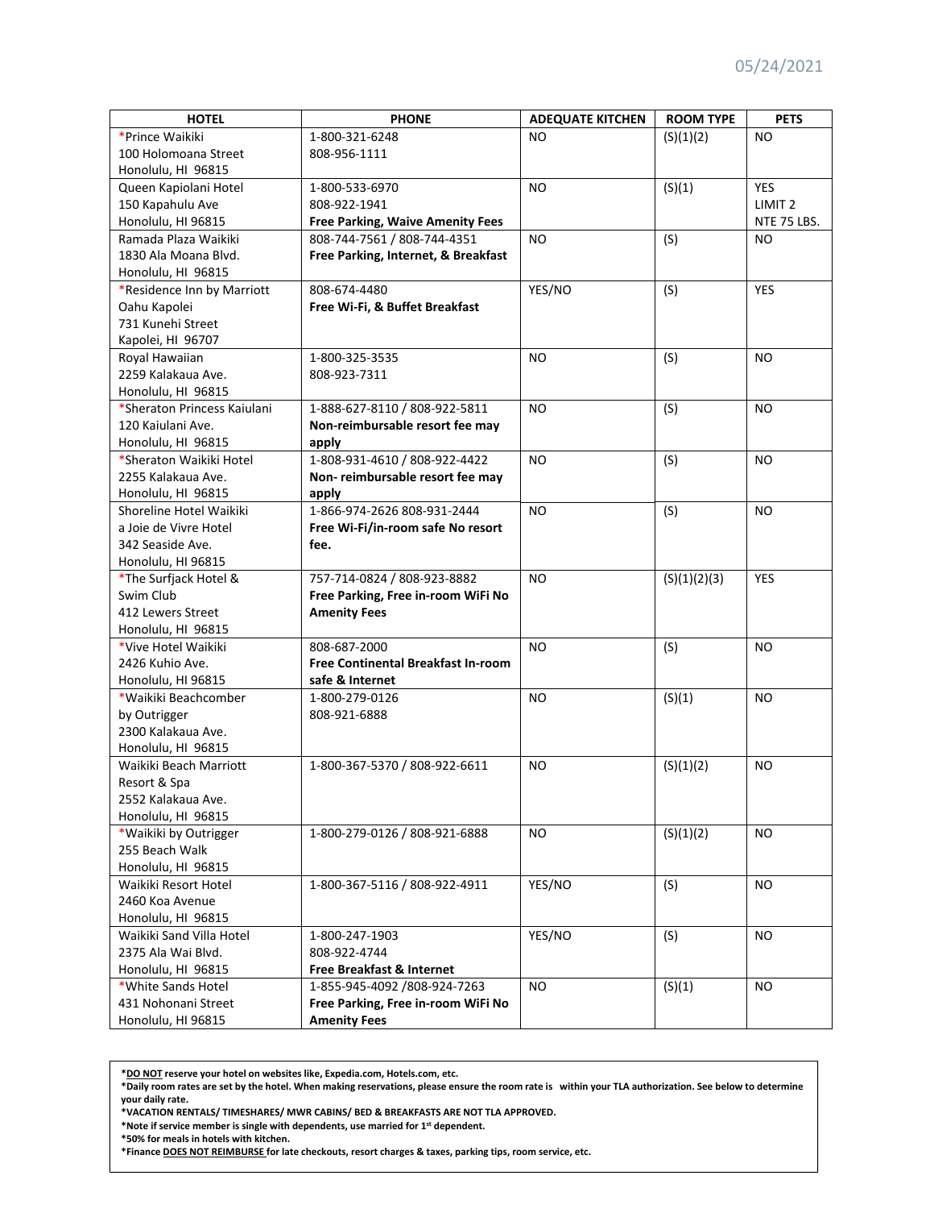05/24/2021

| HOTEL | PHONE | ADEQUATE KITCHEN | ROOM TYPE | PETS |
| --- | --- | --- | --- | --- |
| *Prince Waikiki<br>100 Holomoana Street<br>Honolulu, HI 96815 | 1-800-321-6248<br>808-956-1111 | NO | (S)(1)(2) | NO |
| Queen Kapiolani Hotel<br>150 Kapahulu Ave<br>Honolulu, HI 96815 | 1-800-533-6970<br>808-922-1941<br>**Free Parking, Waive Amenity Fees** | NO | (S)(1) | YES<br>LIMIT 2<br>NTE 75 LBS. |
| Ramada Plaza Waikiki<br>1830 Ala Moana Blvd.<br>Honolulu, HI 96815 | 808-744-7561 / 808-744-4351<br>**Free Parking, Internet, & Breakfast** | NO | (S) | NO |
| *Residence Inn by Marriott<br>Oahu Kapolei<br>731 Kunehi Street<br>Kapolei, HI 96707 | 808-674-4480<br>**Free Wi-Fi, & Buffet Breakfast** | YES/NO | (S) | YES |
| Royal Hawaiian<br>2259 Kalakaua Ave.<br>Honolulu, HI 96815 | 1-800-325-3535<br>808-923-7311 | NO | (S) | NO |
| *Sheraton Princess Kaiulani<br>120 Kaiulani Ave.<br>Honolulu, HI 96815 | 1-888-627-8110 / 808-922-5811<br>**Non-reimbursable resort fee may apply** | NO | (S) | NO |
| *Sheraton Waikiki Hotel<br>2255 Kalakaua Ave.<br>Honolulu, HI 96815 | 1-808-931-4610 / 808-922-4422<br>**Non- reimbursable resort fee may apply** | NO | (S) | NO |
| Shoreline Hotel Waikiki<br>a Joie de Vivre Hotel<br>342 Seaside Ave.<br>Honolulu, HI 96815 | 1-866-974-2626 808-931-2444<br>**Free Wi-Fi/in-room safe No resort fee.** | NO | (S) | NO |
| *The Surfjack Hotel &<br>Swim Club<br>412 Lewers Street<br>Honolulu, HI 96815 | 757-714-0824 / 808-923-8882<br>**Free Parking, Free in-room WiFi No Amenity Fees** | NO | (S)(1)(2)(3) | YES |
| *Vive Hotel Waikiki<br>2426 Kuhio Ave.<br>Honolulu, HI 96815 | 808-687-2000<br>**Free Continental Breakfast In-room safe & Internet** | NO | (S) | NO |
| *Waikiki Beachcomber<br>by Outrigger<br>2300 Kalakaua Ave.<br>Honolulu, HI 96815 | 1-800-279-0126<br>808-921-6888 | NO | (S)(1) | NO |
| Waikiki Beach Marriott<br>Resort & Spa<br>2552 Kalakaua Ave.<br>Honolulu, HI 96815 | 1-800-367-5370 / 808-922-6611 | NO | (S)(1)(2) | NO |
| *Waikiki by Outrigger<br>255 Beach Walk<br>Honolulu, HI 96815 | 1-800-279-0126 / 808-921-6888 | NO | (S)(1)(2) | NO |
| Waikiki Resort Hotel<br>2460 Koa Avenue<br>Honolulu, HI 96815 | 1-800-367-5116 / 808-922-4911 | YES/NO | (S) | NO |
| Waikiki Sand Villa Hotel<br>2375 Ala Wai Blvd.<br>Honolulu, HI 96815 | 1-800-247-1903<br>808-922-4744<br>**Free Breakfast & Internet** | YES/NO | (S) | NO |
| *White Sands Hotel<br>431 Nohonani Street<br>Honolulu, HI 96815 | 1-855-945-4092 /808-924-7263<br>**Free Parking, Free in-room WiFi No Amenity Fees** | NO | (S)(1) | NO |

**\*DO NOT reserve your hotel on websites like, Expedia.com, Hotels.com, etc.**
**\*Daily room rates are set by the hotel. When making reservations, please ensure the room rate is within your TLA authorization. See below to determine your daily rate.**
**\*VACATION RENTALS/ TIMESHARES/ MWR CABINS/ BED & BREAKFASTS ARE NOT TLA APPROVED.**
**\*Note if service member is single with dependents, use married for 1st dependent.**
**\*50% for meals in hotels with kitchen.**
**\*Finance DOES NOT REIMBURSE for late checkouts, resort charges & taxes, parking tips, room service, etc.**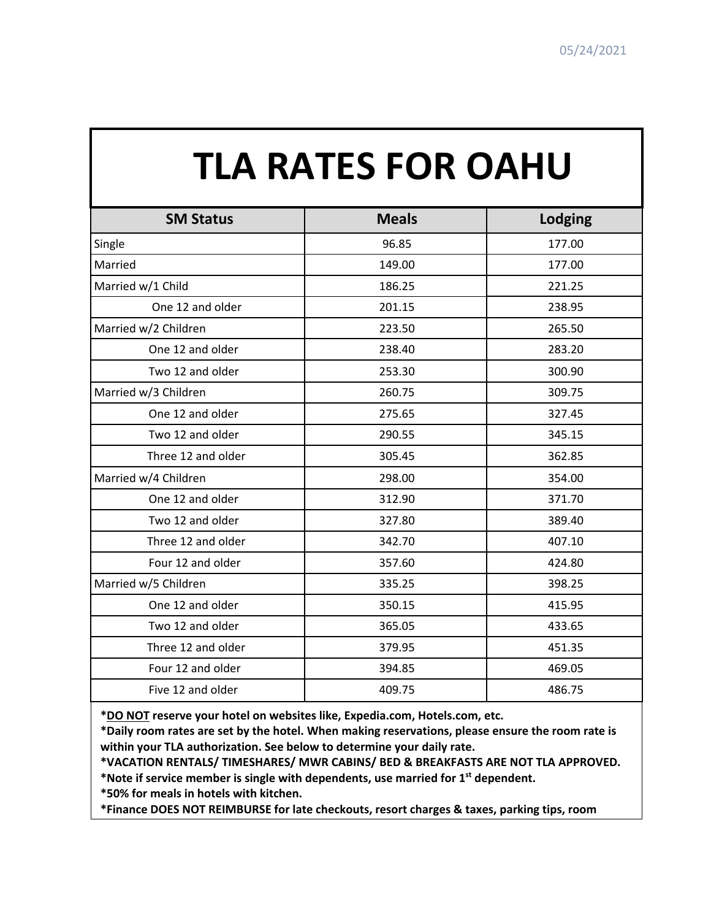# TLA RATES FOR OAHU

| SM Status | Meals | Lodging |
| --- | --- | --- |
| Single | 96.85 | 177.00 |
| Married | 149.00 | 177.00 |
| Married w/1 Child | 186.25 | 221.25 |
| One 12 and older | 201.15 | 238.95 |
| Married w/2 Children | 223.50 | 265.50 |
| One 12 and older | 238.40 | 283.20 |
| Two 12 and older | 253.30 | 300.90 |
| Married w/3 Children | 260.75 | 309.75 |
| One 12 and older | 275.65 | 327.45 |
| Two 12 and older | 290.55 | 345.15 |
| Three 12 and older | 305.45 | 362.85 |
| Married w/4 Children | 298.00 | 354.00 |
| One 12 and older | 312.90 | 371.70 |
| Two 12 and older | 327.80 | 389.40 |
| Three 12 and older | 342.70 | 407.10 |
| Four 12 and older | 357.60 | 424.80 |
| Married w/5 Children | 335.25 | 398.25 |
| One 12 and older | 350.15 | 415.95 |
| Two 12 and older | 365.05 | 433.65 |
| Three 12 and older | 379.95 | 451.35 |
| Four 12 and older | 394.85 | 469.05 |
| Five 12 and older | 409.75 | 486.75 |

**\*DO NOT reserve your hotel on websites like, Expedia.com, Hotels.com, etc.**

**\*Daily room rates are set by the hotel. When making reservations, please ensure the room rate is within your TLA authorization. See below to determine your daily rate.**

**\*VACATION RENTALS/ TIMESHARES/ MWR CABINS/ BED & BREAKFASTS ARE NOT TLA APPROVED.**

**\*Note if service member is single with dependents, use married for 1st dependent.**

**\*50% for meals in hotels with kitchen.**

**\*Finance DOES NOT REIMBURSE for late checkouts, resort charges & taxes, parking tips, room**